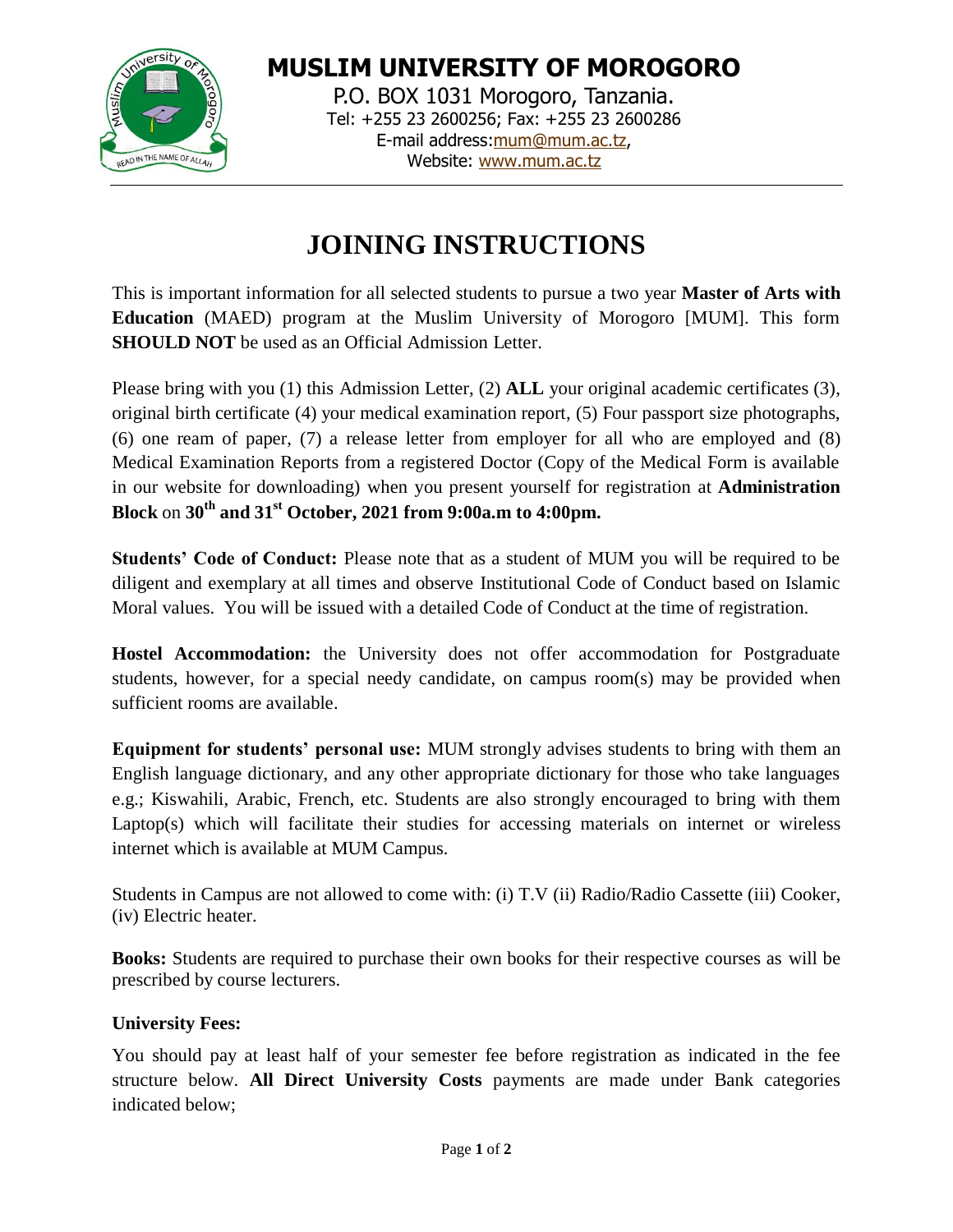# MUSLIM UNIVERSITY OF MOROGORO

P.O. BOX 1031 Morogoro, Tanzania.
Tel: +255 23 2600256; Fax: +255 23 2600286
E-mail address: mum@mum.ac.tz,
Website: www.mum.ac.tz

## JOINING INSTRUCTIONS

This is important information for all selected students to pursue a two year **Master of Arts with Education** (MAED) program at the Muslim University of Morogoro [MUM]. This form **SHOULD NOT** be used as an Official Admission Letter.

Please bring with you (1) this Admission Letter, (2) **ALL** your original academic certificates (3), original birth certificate (4) your medical examination report, (5) Four passport size photographs, (6) one ream of paper, (7) a release letter from employer for all who are employed and (8) Medical Examination Reports from a registered Doctor (Copy of the Medical Form is available in our website for downloading) when you present yourself for registration at **Administration Block** on **30th and 31st October, 2021 from 9:00a.m to 4:00pm.**

**Students' Code of Conduct:** Please note that as a student of MUM you will be required to be diligent and exemplary at all times and observe Institutional Code of Conduct based on Islamic Moral values. You will be issued with a detailed Code of Conduct at the time of registration.

**Hostel Accommodation:** the University does not offer accommodation for Postgraduate students, however, for a special needy candidate, on campus room(s) may be provided when sufficient rooms are available.

**Equipment for students' personal use:** MUM strongly advises students to bring with them an English language dictionary, and any other appropriate dictionary for those who take languages e.g.; Kiswahili, Arabic, French, etc. Students are also strongly encouraged to bring with them Laptop(s) which will facilitate their studies for accessing materials on internet or wireless internet which is available at MUM Campus.

Students in Campus are not allowed to come with: (i) T.V (ii) Radio/Radio Cassette (iii) Cooker, (iv) Electric heater.

**Books:** Students are required to purchase their own books for their respective courses as will be prescribed by course lecturers.

**University Fees:**

You should pay at least half of your semester fee before registration as indicated in the fee structure below. **All Direct University Costs** payments are made under Bank categories indicated below;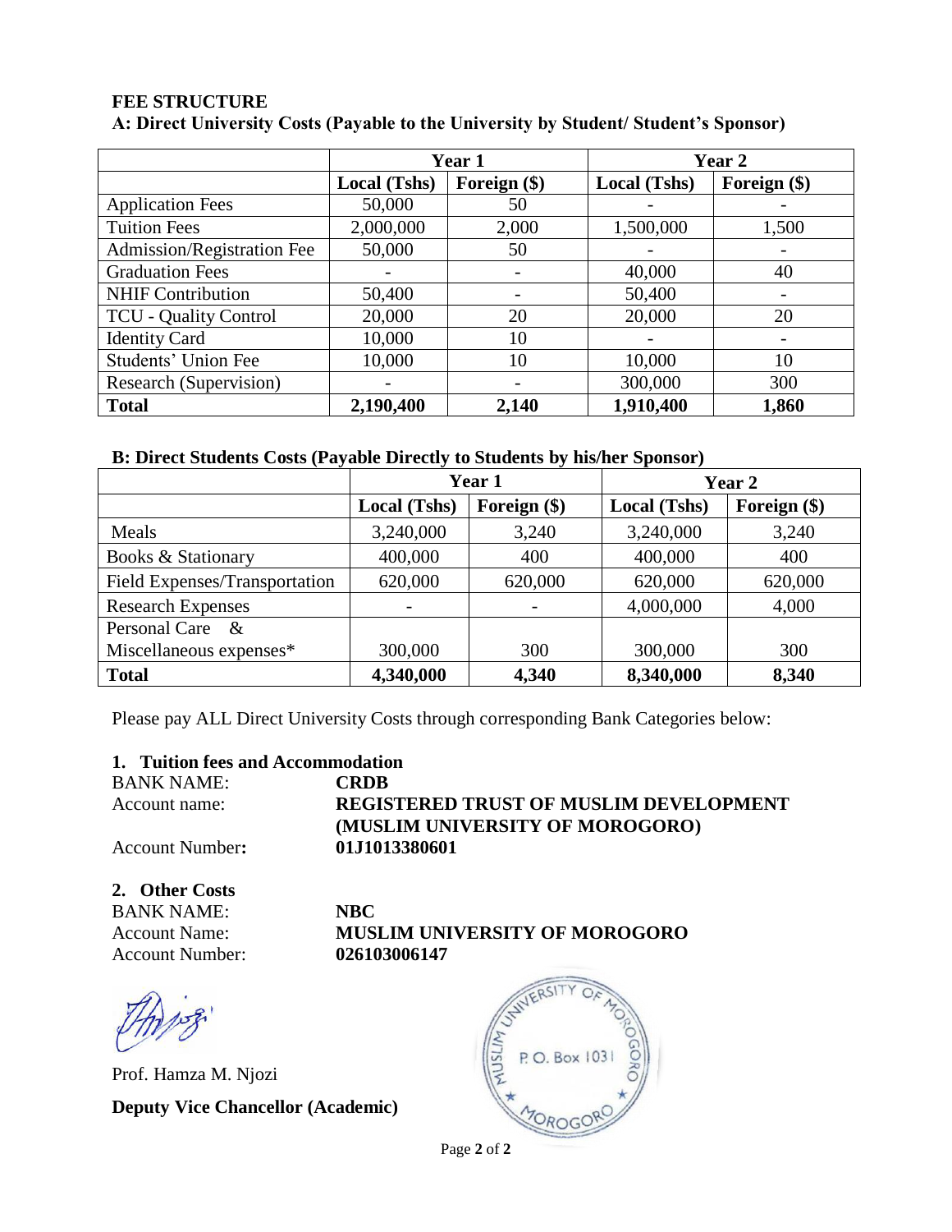**FEE STRUCTURE**

**A: Direct University Costs (Payable to the University by Student/ Student's Sponsor)**

| | Year 1 | | Year 2 | |
|---|---|---|---|---|
| | **Local (Tshs)** | **Foreign ($)** | **Local (Tshs)** | **Foreign ($)** |
| Application Fees | 50,000 | 50 | - | - |
| Tuition Fees | 2,000,000 | 2,000 | 1,500,000 | 1,500 |
| Admission/Registration Fee | 50,000 | 50 | - | - |
| Graduation Fees | - | - | 40,000 | 40 |
| NHIF Contribution | 50,400 | - | 50,400 | - |
| TCU - Quality Control | 20,000 | 20 | 20,000 | 20 |
| Identity Card | 10,000 | 10 | - | - |
| Students' Union Fee | 10,000 | 10 | 10,000 | 10 |
| Research (Supervision) | - | - | 300,000 | 300 |
| **Total** | **2,190,400** | **2,140** | **1,910,400** | **1,860** |

**B: Direct Students Costs (Payable Directly to Students by his/her Sponsor)**

| | Year 1 | | Year 2 | |
|---|---|---|---|---|
| | **Local (Tshs)** | **Foreign ($)** | **Local (Tshs)** | **Foreign ($)** |
| Meals | 3,240,000 | 3,240 | 3,240,000 | 3,240 |
| Books & Stationary | 400,000 | 400 | 400,000 | 400 |
| Field Expenses/Transportation | 620,000 | 620,000 | 620,000 | 620,000 |
| Research Expenses | - | - | 4,000,000 | 4,000 |
| Personal Care & Miscellaneous expenses* | 300,000 | 300 | 300,000 | 300 |
| **Total** | **4,340,000** | **4,340** | **8,340,000** | **8,340** |

Please pay ALL Direct University Costs through corresponding Bank Categories below:

**1. Tuition fees and Accommodation**

BANK NAME: **CRDB**
Account name: **REGISTERED TRUST OF MUSLIM DEVELOPMENT (MUSLIM UNIVERSITY OF MOROGORO)**
Account Number**:** **01J1013380601**

**2. Other Costs**

BANK NAME: **NBC**
Account Name: **MUSLIM UNIVERSITY OF MOROGORO**
Account Number: **026103006147**

Prof. Hamza M. Njozi

**Deputy Vice Chancellor (Academic)**

MUSLIM UNIVERSITY OF MOROGORO
P. O. Box 1031
MOROGORO